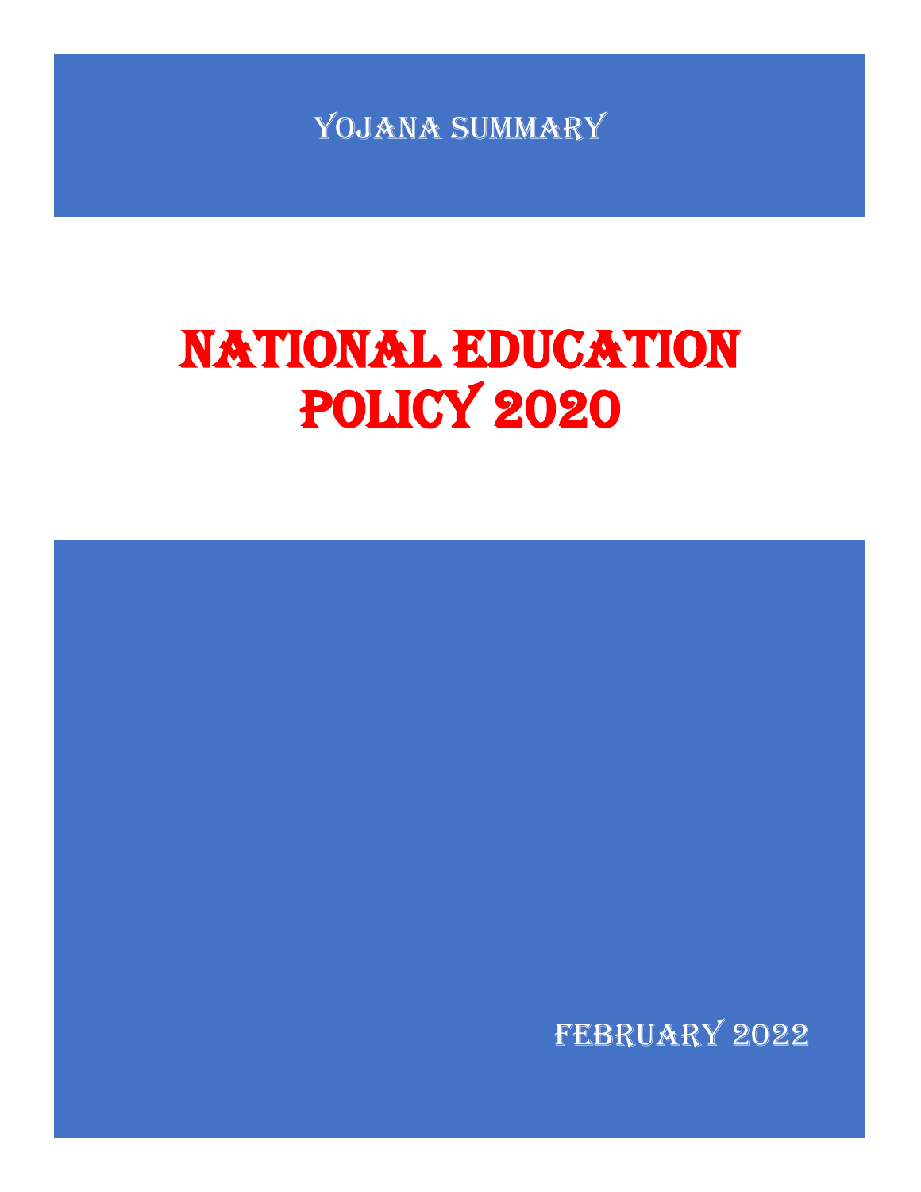YOJANA SUMMARY

# NATIONAL EDUCATION POLICY 2020

FEBRUARY 2022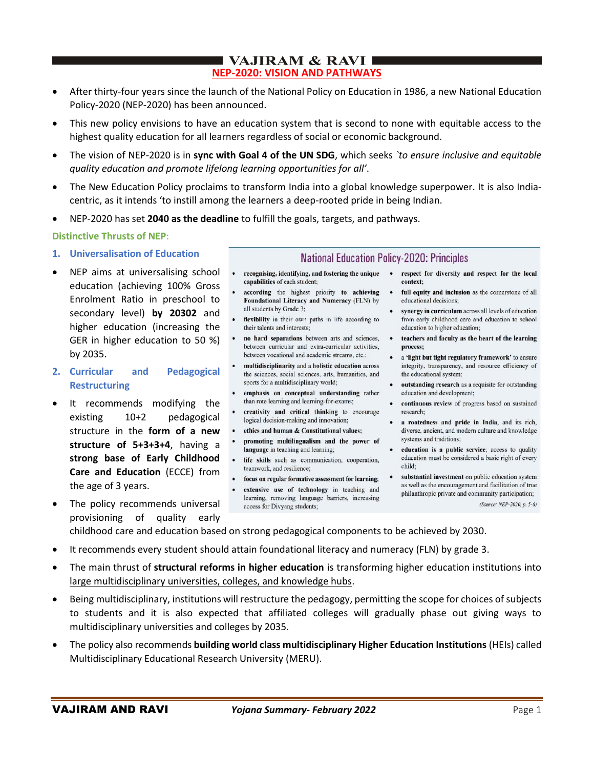# VAJIRAM & RAVI

## NEP-2020: VISION AND PATHWAYS

- After thirty-four years since the launch of the National Policy on Education in 1986, a new National Education Policy-2020 (NEP-2020) has been announced.
- This new policy envisions to have an education system that is second to none with equitable access to the highest quality education for all learners regardless of social or economic background.
- The vision of NEP-2020 is in **sync with Goal 4 of the UN SDG**, which seeks *`to ensure inclusive and equitable quality education and promote lifelong learning opportunities for all'*.
- The New Education Policy proclaims to transform India into a global knowledge superpower. It is also India-centric, as it intends 'to instill among the learners a deep-rooted pride in being Indian.
- NEP-2020 has set **2040 as the deadline** to fulfill the goals, targets, and pathways.

### Distinctive Thrusts of NEP:

#### 1. Universalisation of Education

- NEP aims at universalising school education (achieving 100% Gross Enrolment Ratio in preschool to secondary level) **by 20302** and higher education (increasing the GER in higher education to 50 %) by 2035.

#### 2. Curricular and Pedagogical Restructuring

- It recommends modifying the existing 10+2 pedagogical structure in the **form of a new structure of 5+3+3+4**, having a **strong base of Early Childhood Care and Education** (ECCE) from the age of 3 years.
- The policy recommends universal provisioning of quality early childhood care and education based on strong pedagogical components to be achieved by 2030.
- It recommends every student should attain foundational literacy and numeracy (FLN) by grade 3.
- The main thrust of **structural reforms in higher education** is transforming higher education institutions into large multidisciplinary universities, colleges, and knowledge hubs.
- Being multidisciplinary, institutions will restructure the pedagogy, permitting the scope for choices of subjects to students and it is also expected that affiliated colleges will gradually phase out giving ways to multidisciplinary universities and colleges by 2035.
- The policy also recommends **building world class multidisciplinary Higher Education Institutions** (HEIs) called Multidisciplinary Educational Research University (MERU).

**National Education Policy-2020: Principles**

- **recognising, identifying, and fostering the unique capabilities** of each student;
- according the highest priority to **achieving Foundational Literacy and Numeracy** (FLN) by all students by Grade 3;
- **flexibility** in their own paths in life according to their talents and interests;
- **no hard separations** between arts and sciences, between curricular and extra-curricular activities, between vocational and academic streams, etc.;
- **multidisciplinarity** and a holistic education across the sciences, social sciences, arts, humanities, and sports for a multidisciplinary world;
- **emphasis on conceptual understanding** rather than rote learning and learning-for-exams;
- **creativity and critical thinking** to encourage logical decision-making and innovation;
- **ethics and human & Constitutional values;**
- **promoting multilingualism and the power of language** in teaching and learning;
- **life skills** such as communication, cooperation, teamwork, and resilience;
- **focus on regular formative assessment for learning;**
- **extensive use of technology** in teaching and learning, removing language barriers, increasing access for Divyang students;
- **respect for diversity and respect for the local context;**
- **full equity and inclusion** as the cornerstone of all educational decisions;
- **synergy in curriculum** across all levels of education from early childhood care and education to school education to higher education;
- **teachers and faculty as the heart of the learning process;**
- a **'light but tight regulatory framework'** to ensure integrity, transparency, and resource efficiency of the educational system;
- **outstanding research** as a requisite for outstanding education and development;
- **continuous review** of progress based on sustained research;
- a **rootedness and pride in India**, and its rich, diverse, ancient, and modern culture and knowledge systems and traditions;
- **education is a public service**; access to quality education must be considered a basic right of every child;
- **substantial investment** on public education system as well as the encouragement and facilitation of true philanthropic private and community participation;

*(Source: NEP-2020, p. 5-6)*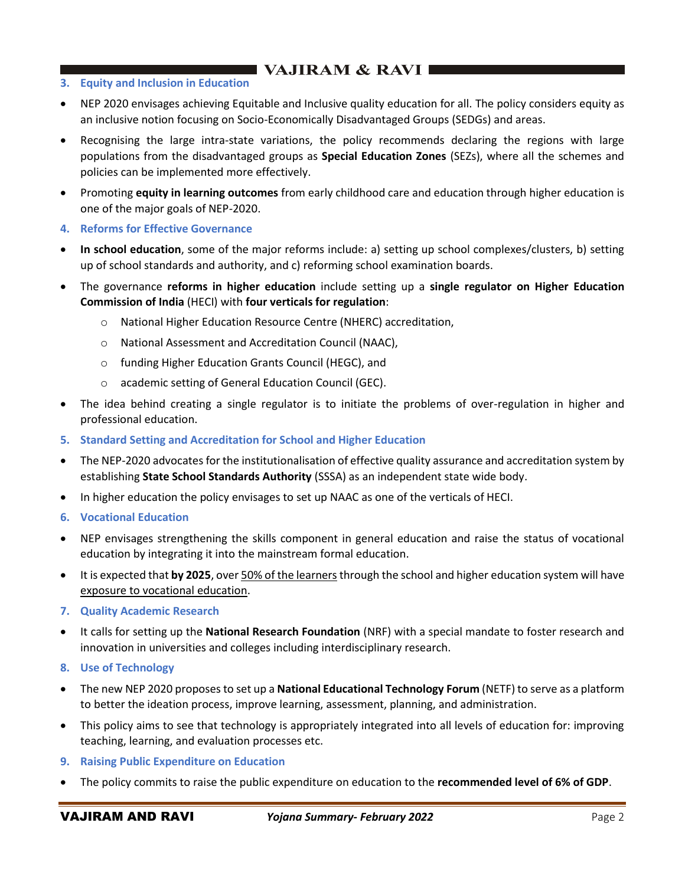### 3. Equity and Inclusion in Education

- NEP 2020 envisages achieving Equitable and Inclusive quality education for all. The policy considers equity as an inclusive notion focusing on Socio-Economically Disadvantaged Groups (SEDGs) and areas.
- Recognising the large intra-state variations, the policy recommends declaring the regions with large populations from the disadvantaged groups as **Special Education Zones** (SEZs), where all the schemes and policies can be implemented more effectively.
- Promoting **equity in learning outcomes** from early childhood care and education through higher education is one of the major goals of NEP-2020.

### 4. Reforms for Effective Governance

- **In school education**, some of the major reforms include: a) setting up school complexes/clusters, b) setting up of school standards and authority, and c) reforming school examination boards.
- The governance **reforms in higher education** include setting up a **single regulator on Higher Education Commission of India** (HECI) with **four verticals for regulation**:
  - National Higher Education Resource Centre (NHERC) accreditation,
  - National Assessment and Accreditation Council (NAAC),
  - funding Higher Education Grants Council (HEGC), and
  - academic setting of General Education Council (GEC).
- The idea behind creating a single regulator is to initiate the problems of over-regulation in higher and professional education.

### 5. Standard Setting and Accreditation for School and Higher Education

- The NEP-2020 advocates for the institutionalisation of effective quality assurance and accreditation system by establishing **State School Standards Authority** (SSSA) as an independent state wide body.
- In higher education the policy envisages to set up NAAC as one of the verticals of HECI.

### 6. Vocational Education

- NEP envisages strengthening the skills component in general education and raise the status of vocational education by integrating it into the mainstream formal education.
- It is expected that **by 2025**, over <u>50% of the learners</u> through the school and higher education system will have <u>exposure to vocational education</u>.

### 7. Quality Academic Research

- It calls for setting up the **National Research Foundation** (NRF) with a special mandate to foster research and innovation in universities and colleges including interdisciplinary research.

### 8. Use of Technology

- The new NEP 2020 proposes to set up a **National Educational Technology Forum** (NETF) to serve as a platform to better the ideation process, improve learning, assessment, planning, and administration.
- This policy aims to see that technology is appropriately integrated into all levels of education for: improving teaching, learning, and evaluation processes etc.

### 9. Raising Public Expenditure on Education

- The policy commits to raise the public expenditure on education to the **recommended level of 6% of GDP**.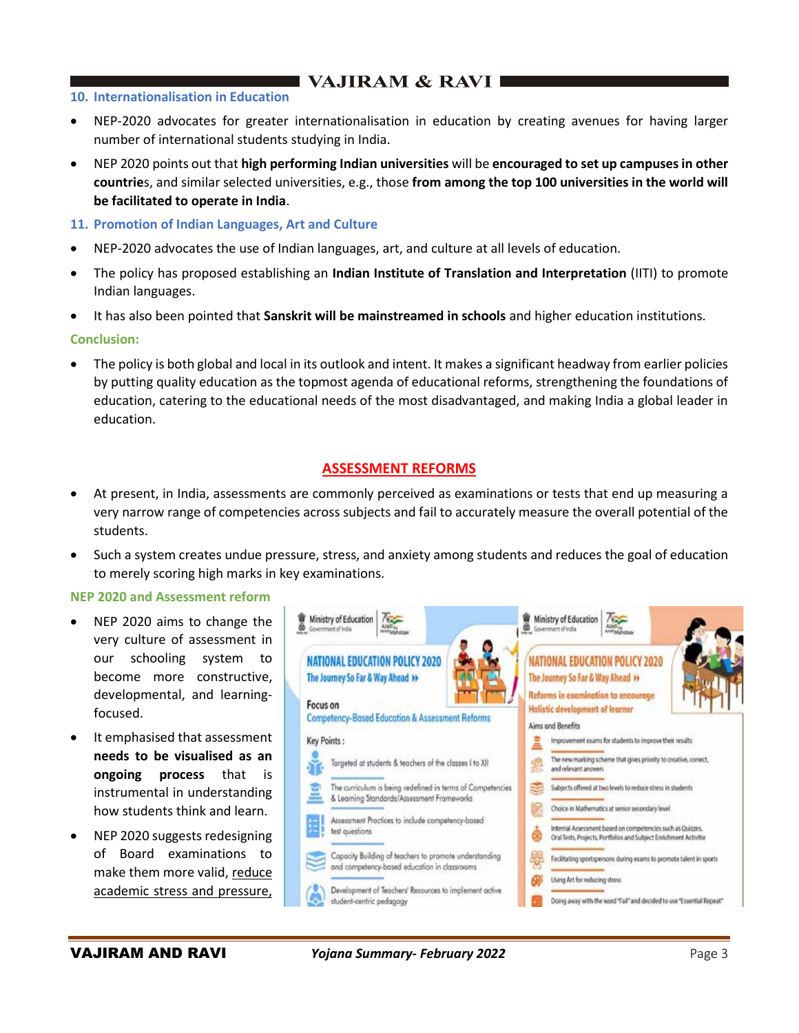## 10. Internationalisation in Education

- NEP-2020 advocates for greater internationalisation in education by creating avenues for having larger number of international students studying in India.
- NEP 2020 points out that **high performing Indian universities** will be **encouraged to set up campuses in other countrie**s, and similar selected universities, e.g., those **from among the top 100 universities in the world will be facilitated to operate in India**.

## 11. Promotion of Indian Languages, Art and Culture

- NEP-2020 advocates the use of Indian languages, art, and culture at all levels of education.
- The policy has proposed establishing an **Indian Institute of Translation and Interpretation** (IITI) to promote Indian languages.
- It has also been pointed that **Sanskrit will be mainstreamed in schools** and higher education institutions.

### Conclusion:

- The policy is both global and local in its outlook and intent. It makes a significant headway from earlier policies by putting quality education as the topmost agenda of educational reforms, strengthening the foundations of education, catering to the educational needs of the most disadvantaged, and making India a global leader in education.

# ASSESSMENT REFORMS

- At present, in India, assessments are commonly perceived as examinations or tests that end up measuring a very narrow range of competencies across subjects and fail to accurately measure the overall potential of the students.
- Such a system creates undue pressure, stress, and anxiety among students and reduces the goal of education to merely scoring high marks in key examinations.

### NEP 2020 and Assessment reform

- NEP 2020 aims to change the very culture of assessment in our schooling system to become more constructive, developmental, and learning-focused.
- It emphasised that assessment **needs to be visualised as an ongoing process** that is instrumental in understanding how students think and learn.
- NEP 2020 suggests redesigning of Board examinations to make them more valid, reduce academic stress and pressure,

Ministry of Education, Government of India

**NATIONAL EDUCATION POLICY 2020**
The Journey So Far & Way Ahead

Focus on
Competency-Based Education & Assessment Reforms

Key Points:
- Targeted at students & teachers of the classes I to XII
- The curriculum is being redefined in terms of Competencies & Learning Standards/Assessment Frameworks
- Assessment Practices to include competency-based test questions
- Capacity Building of teachers to promote understanding and competency-based education in classrooms
- Development of Teachers' Resources to implement active student-centric pedagogy

Ministry of Education, Government of India

**NATIONAL EDUCATION POLICY 2020**
The Journey So Far & Way Ahead

Reforms in examination to encourage Holistic development of learner

Aims and Benefits
- Improvement exams for students to improve their results
- The new marking scheme that gives priority to creative, correct, and relevant answers
- Subjects offered at two levels to reduce stress in students
- Choice in Mathematics at senior secondary level
- Internal Assessment based on competencies such as Quizzes, Oral Tests, Projects, Portfolios and Subject Enrichment Activitie
- Facilitating sportspersons during exams to promote talent in sports
- Using Art for reducing stress
- Doing away with the word "Fail" and decided to use "Essential Repeat"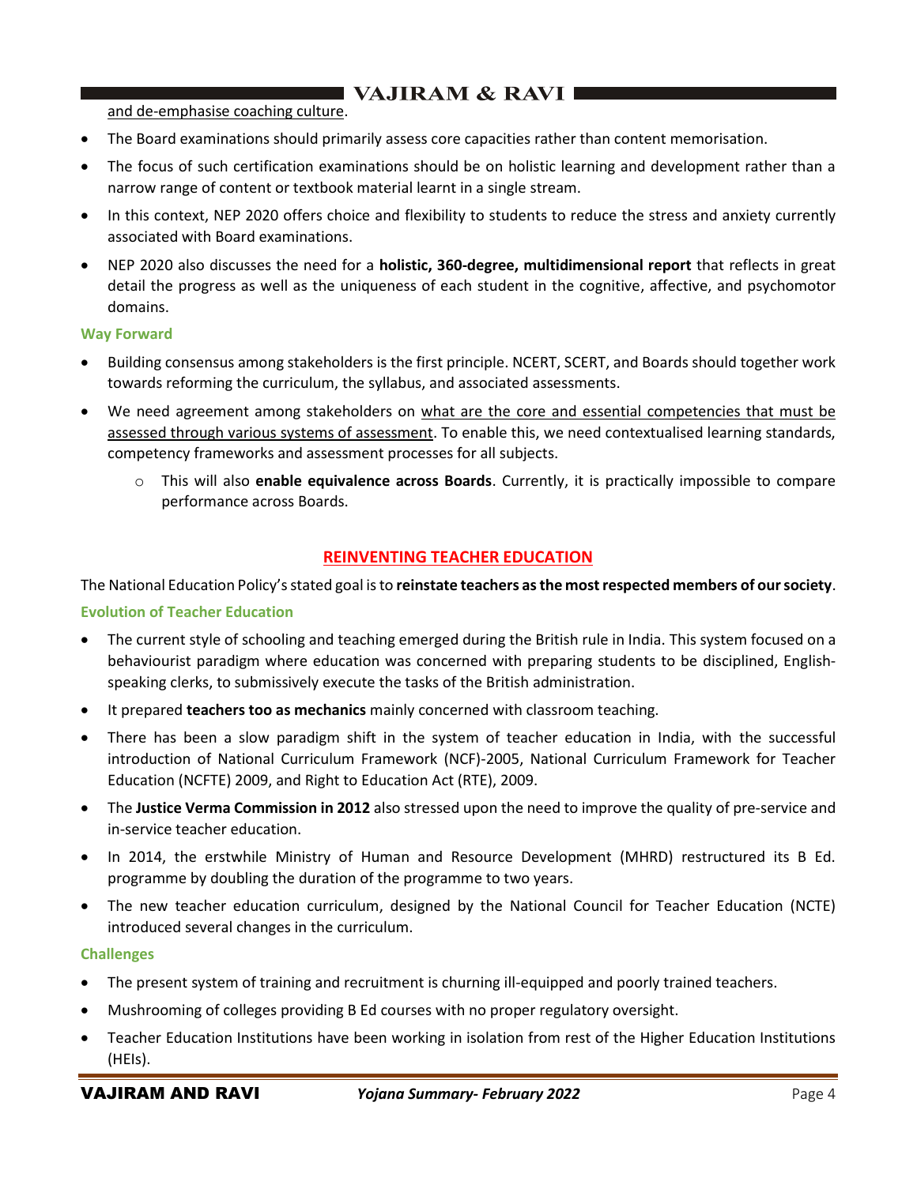and de-emphasise coaching culture.

- The Board examinations should primarily assess core capacities rather than content memorisation.
- The focus of such certification examinations should be on holistic learning and development rather than a narrow range of content or textbook material learnt in a single stream.
- In this context, NEP 2020 offers choice and flexibility to students to reduce the stress and anxiety currently associated with Board examinations.
- NEP 2020 also discusses the need for a **holistic, 360-degree, multidimensional report** that reflects in great detail the progress as well as the uniqueness of each student in the cognitive, affective, and psychomotor domains.

### Way Forward

- Building consensus among stakeholders is the first principle. NCERT, SCERT, and Boards should together work towards reforming the curriculum, the syllabus, and associated assessments.
- We need agreement among stakeholders on what are the core and essential competencies that must be assessed through various systems of assessment. To enable this, we need contextualised learning standards, competency frameworks and assessment processes for all subjects.
  - This will also **enable equivalence across Boards**. Currently, it is practically impossible to compare performance across Boards.

## REINVENTING TEACHER EDUCATION

The National Education Policy's stated goal is to **reinstate teachers as the most respected members of our society**.

### Evolution of Teacher Education

- The current style of schooling and teaching emerged during the British rule in India. This system focused on a behaviourist paradigm where education was concerned with preparing students to be disciplined, English-speaking clerks, to submissively execute the tasks of the British administration.
- It prepared **teachers too as mechanics** mainly concerned with classroom teaching.
- There has been a slow paradigm shift in the system of teacher education in India, with the successful introduction of National Curriculum Framework (NCF)-2005, National Curriculum Framework for Teacher Education (NCFTE) 2009, and Right to Education Act (RTE), 2009.
- The **Justice Verma Commission in 2012** also stressed upon the need to improve the quality of pre-service and in-service teacher education.
- In 2014, the erstwhile Ministry of Human and Resource Development (MHRD) restructured its B Ed. programme by doubling the duration of the programme to two years.
- The new teacher education curriculum, designed by the National Council for Teacher Education (NCTE) introduced several changes in the curriculum.

### Challenges

- The present system of training and recruitment is churning ill-equipped and poorly trained teachers.
- Mushrooming of colleges providing B Ed courses with no proper regulatory oversight.
- Teacher Education Institutions have been working in isolation from rest of the Higher Education Institutions (HEIs).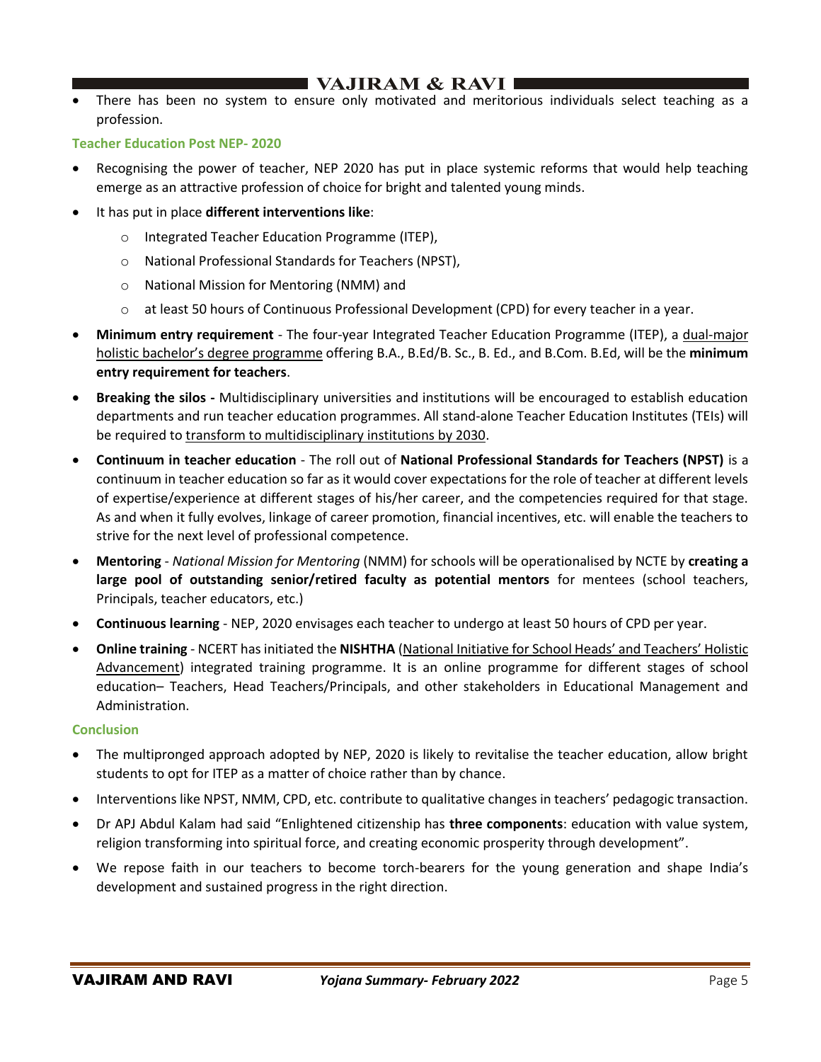- There has been no system to ensure only motivated and meritorious individuals select teaching as a profession.

### Teacher Education Post NEP- 2020

- Recognising the power of teacher, NEP 2020 has put in place systemic reforms that would help teaching emerge as an attractive profession of choice for bright and talented young minds.
- It has put in place **different interventions like**:
  - Integrated Teacher Education Programme (ITEP),
  - National Professional Standards for Teachers (NPST),
  - National Mission for Mentoring (NMM) and
  - at least 50 hours of Continuous Professional Development (CPD) for every teacher in a year.
- **Minimum entry requirement** - The four-year Integrated Teacher Education Programme (ITEP), a dual-major holistic bachelor's degree programme offering B.A., B.Ed/B. Sc., B. Ed., and B.Com. B.Ed, will be the **minimum entry requirement for teachers**.
- **Breaking the silos -** Multidisciplinary universities and institutions will be encouraged to establish education departments and run teacher education programmes. All stand-alone Teacher Education Institutes (TEIs) will be required to transform to multidisciplinary institutions by 2030.
- **Continuum in teacher education** - The roll out of **National Professional Standards for Teachers (NPST)** is a continuum in teacher education so far as it would cover expectations for the role of teacher at different levels of expertise/experience at different stages of his/her career, and the competencies required for that stage. As and when it fully evolves, linkage of career promotion, financial incentives, etc. will enable the teachers to strive for the next level of professional competence.
- **Mentoring** - *National Mission for Mentoring* (NMM) for schools will be operationalised by NCTE by **creating a large pool of outstanding senior/retired faculty as potential mentors** for mentees (school teachers, Principals, teacher educators, etc.)
- **Continuous learning** - NEP, 2020 envisages each teacher to undergo at least 50 hours of CPD per year.
- **Online training** - NCERT has initiated the **NISHTHA** (National Initiative for School Heads' and Teachers' Holistic Advancement) integrated training programme. It is an online programme for different stages of school education– Teachers, Head Teachers/Principals, and other stakeholders in Educational Management and Administration.

### Conclusion

- The multipronged approach adopted by NEP, 2020 is likely to revitalise the teacher education, allow bright students to opt for ITEP as a matter of choice rather than by chance.
- Interventions like NPST, NMM, CPD, etc. contribute to qualitative changes in teachers' pedagogic transaction.
- Dr APJ Abdul Kalam had said "Enlightened citizenship has **three components**: education with value system, religion transforming into spiritual force, and creating economic prosperity through development".
- We repose faith in our teachers to become torch-bearers for the young generation and shape India's development and sustained progress in the right direction.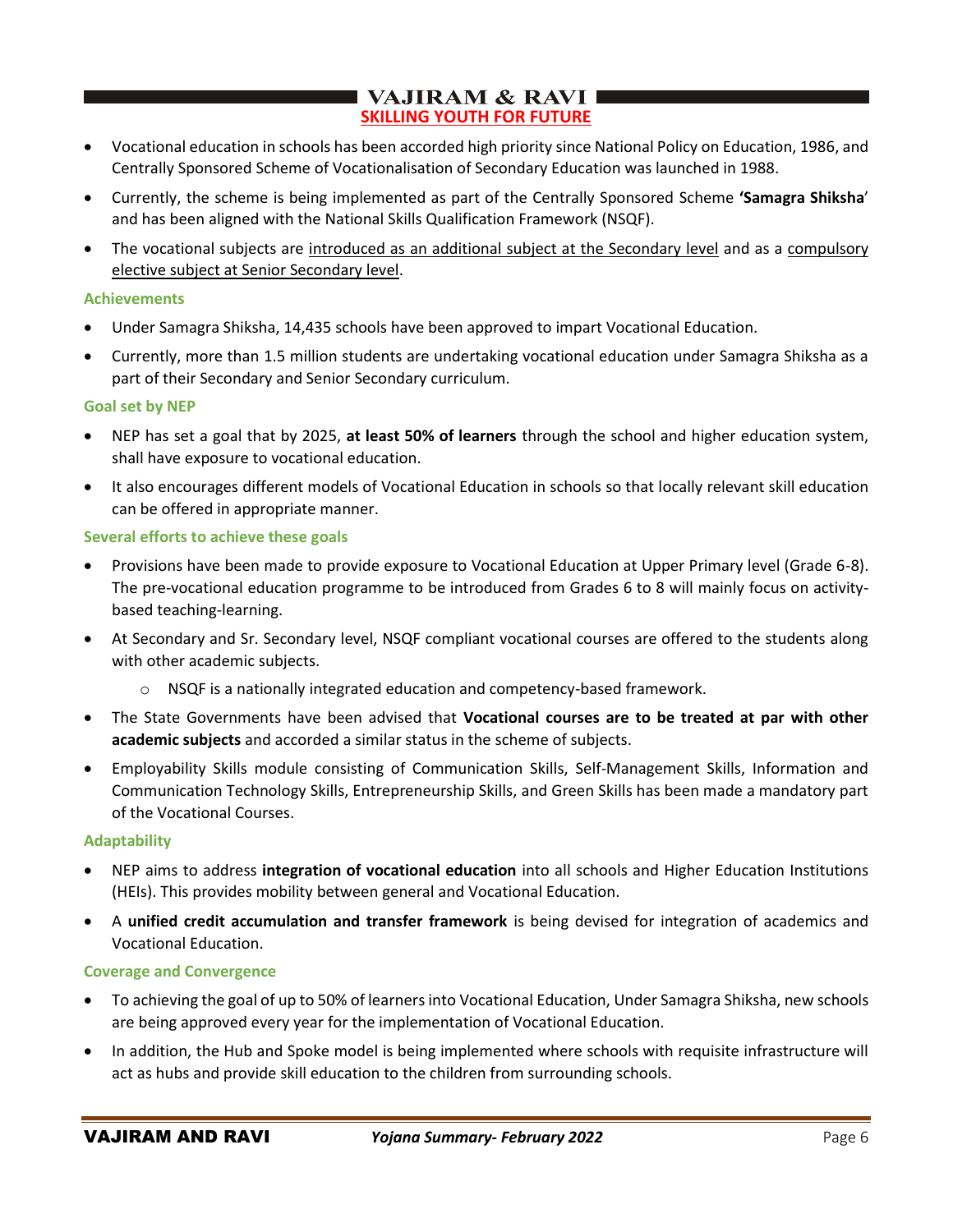## SKILLING YOUTH FOR FUTURE

- Vocational education in schools has been accorded high priority since National Policy on Education, 1986, and Centrally Sponsored Scheme of Vocationalisation of Secondary Education was launched in 1988.
- Currently, the scheme is being implemented as part of the Centrally Sponsored Scheme **'Samagra Shiksha'** and has been aligned with the National Skills Qualification Framework (NSQF).
- The vocational subjects are introduced as an additional subject at the Secondary level and as a compulsory elective subject at Senior Secondary level.

### Achievements

- Under Samagra Shiksha, 14,435 schools have been approved to impart Vocational Education.
- Currently, more than 1.5 million students are undertaking vocational education under Samagra Shiksha as a part of their Secondary and Senior Secondary curriculum.

### Goal set by NEP

- NEP has set a goal that by 2025, **at least 50% of learners** through the school and higher education system, shall have exposure to vocational education.
- It also encourages different models of Vocational Education in schools so that locally relevant skill education can be offered in appropriate manner.

### Several efforts to achieve these goals

- Provisions have been made to provide exposure to Vocational Education at Upper Primary level (Grade 6-8). The pre-vocational education programme to be introduced from Grades 6 to 8 will mainly focus on activity-based teaching-learning.
- At Secondary and Sr. Secondary level, NSQF compliant vocational courses are offered to the students along with other academic subjects.
  - NSQF is a nationally integrated education and competency-based framework.
- The State Governments have been advised that **Vocational courses are to be treated at par with other academic subjects** and accorded a similar status in the scheme of subjects.
- Employability Skills module consisting of Communication Skills, Self-Management Skills, Information and Communication Technology Skills, Entrepreneurship Skills, and Green Skills has been made a mandatory part of the Vocational Courses.

### Adaptability

- NEP aims to address **integration of vocational education** into all schools and Higher Education Institutions (HEIs). This provides mobility between general and Vocational Education.
- A **unified credit accumulation and transfer framework** is being devised for integration of academics and Vocational Education.

### Coverage and Convergence

- To achieving the goal of up to 50% of learners into Vocational Education, Under Samagra Shiksha, new schools are being approved every year for the implementation of Vocational Education.
- In addition, the Hub and Spoke model is being implemented where schools with requisite infrastructure will act as hubs and provide skill education to the children from surrounding schools.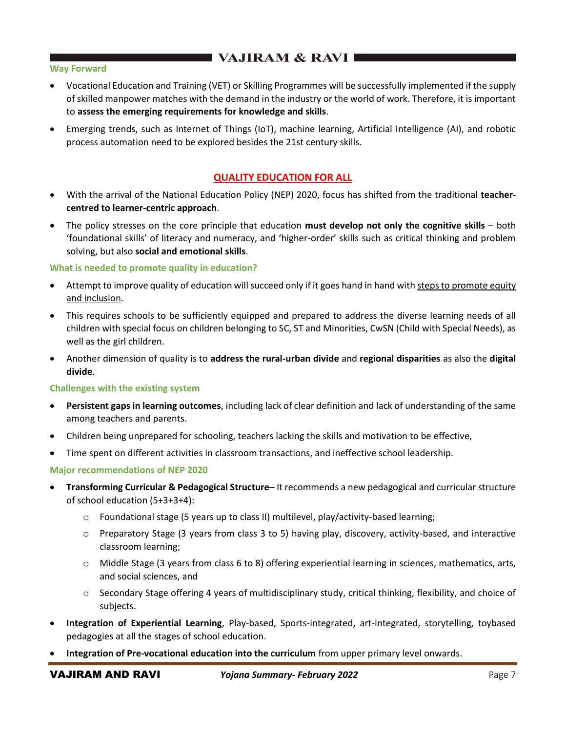### Way Forward

- Vocational Education and Training (VET) or Skilling Programmes will be successfully implemented if the supply of skilled manpower matches with the demand in the industry or the world of work. Therefore, it is important to **assess the emerging requirements for knowledge and skills**.
- Emerging trends, such as Internet of Things (IoT), machine learning, Artificial Intelligence (AI), and robotic process automation need to be explored besides the 21st century skills.

## QUALITY EDUCATION FOR ALL

- With the arrival of the National Education Policy (NEP) 2020, focus has shifted from the traditional **teacher-centred to learner-centric approach**.
- The policy stresses on the core principle that education **must develop not only the cognitive skills** – both 'foundational skills' of literacy and numeracy, and 'higher-order' skills such as critical thinking and problem solving, but also **social and emotional skills**.

### What is needed to promote quality in education?

- Attempt to improve quality of education will succeed only if it goes hand in hand with steps to promote equity and inclusion.
- This requires schools to be sufficiently equipped and prepared to address the diverse learning needs of all children with special focus on children belonging to SC, ST and Minorities, CwSN (Child with Special Needs), as well as the girl children.
- Another dimension of quality is to **address the rural-urban divide** and **regional disparities** as also the **digital divide**.

### Challenges with the existing system

- **Persistent gaps in learning outcomes**, including lack of clear definition and lack of understanding of the same among teachers and parents.
- Children being unprepared for schooling, teachers lacking the skills and motivation to be effective,
- Time spent on different activities in classroom transactions, and ineffective school leadership.

### Major recommendations of NEP 2020

- **Transforming Curricular & Pedagogical Structure**– It recommends a new pedagogical and curricular structure of school education (5+3+3+4):
  - Foundational stage (5 years up to class II) multilevel, play/activity-based learning;
  - Preparatory Stage (3 years from class 3 to 5) having play, discovery, activity-based, and interactive classroom learning;
  - Middle Stage (3 years from class 6 to 8) offering experiential learning in sciences, mathematics, arts, and social sciences, and
  - Secondary Stage offering 4 years of multidisciplinary study, critical thinking, flexibility, and choice of subjects.
- **Integration of Experiential Learning**, Play-based, Sports-integrated, art-integrated, storytelling, toybased pedagogies at all the stages of school education.
- **Integration of Pre-vocational education into the curriculum** from upper primary level onwards.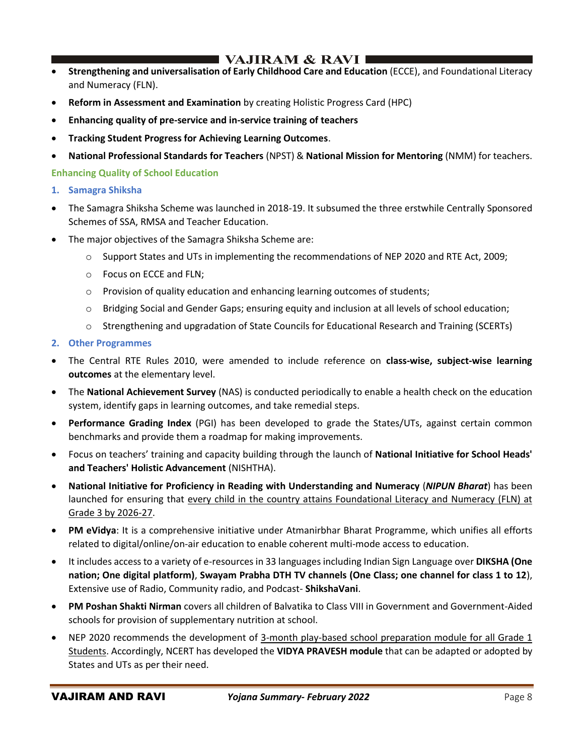- **Strengthening and universalisation of Early Childhood Care and Education** (ECCE), and Foundational Literacy and Numeracy (FLN).
- **Reform in Assessment and Examination** by creating Holistic Progress Card (HPC)
- **Enhancing quality of pre-service and in-service training of teachers**
- **Tracking Student Progress for Achieving Learning Outcomes**.
- **National Professional Standards for Teachers** (NPST) & **National Mission for Mentoring** (NMM) for teachers.

### Enhancing Quality of School Education

#### 1. Samagra Shiksha

- The Samagra Shiksha Scheme was launched in 2018-19. It subsumed the three erstwhile Centrally Sponsored Schemes of SSA, RMSA and Teacher Education.
- The major objectives of the Samagra Shiksha Scheme are:
  - Support States and UTs in implementing the recommendations of NEP 2020 and RTE Act, 2009;
  - Focus on ECCE and FLN;
  - Provision of quality education and enhancing learning outcomes of students;
  - Bridging Social and Gender Gaps; ensuring equity and inclusion at all levels of school education;
  - Strengthening and upgradation of State Councils for Educational Research and Training (SCERTs)

#### 2. Other Programmes

- The Central RTE Rules 2010, were amended to include reference on **class-wise, subject-wise learning outcomes** at the elementary level.
- The **National Achievement Survey** (NAS) is conducted periodically to enable a health check on the education system, identify gaps in learning outcomes, and take remedial steps.
- **Performance Grading Index** (PGI) has been developed to grade the States/UTs, against certain common benchmarks and provide them a roadmap for making improvements.
- Focus on teachers' training and capacity building through the launch of **National Initiative for School Heads' and Teachers' Holistic Advancement** (NISHTHA).
- **National Initiative for Proficiency in Reading with Understanding and Numeracy** (***NIPUN Bharat***) has been launched for ensuring that <u>every child in the country attains Foundational Literacy and Numeracy (FLN) at Grade 3 by 2026-27</u>.
- **PM eVidya**: It is a comprehensive initiative under Atmanirbhar Bharat Programme, which unifies all efforts related to digital/online/on-air education to enable coherent multi-mode access to education.
- It includes access to a variety of e-resources in 33 languages including Indian Sign Language over **DIKSHA (One nation; One digital platform)**, **Swayam Prabha DTH TV channels (One Class; one channel for class 1 to 12**), Extensive use of Radio, Community radio, and Podcast- **ShikshaVani**.
- **PM Poshan Shakti Nirman** covers all children of Balvatika to Class VIII in Government and Government-Aided schools for provision of supplementary nutrition at school.
- NEP 2020 recommends the development of <u>3-month play-based school preparation module for all Grade 1 Students</u>. Accordingly, NCERT has developed the **VIDYA PRAVESH module** that can be adapted or adopted by States and UTs as per their need.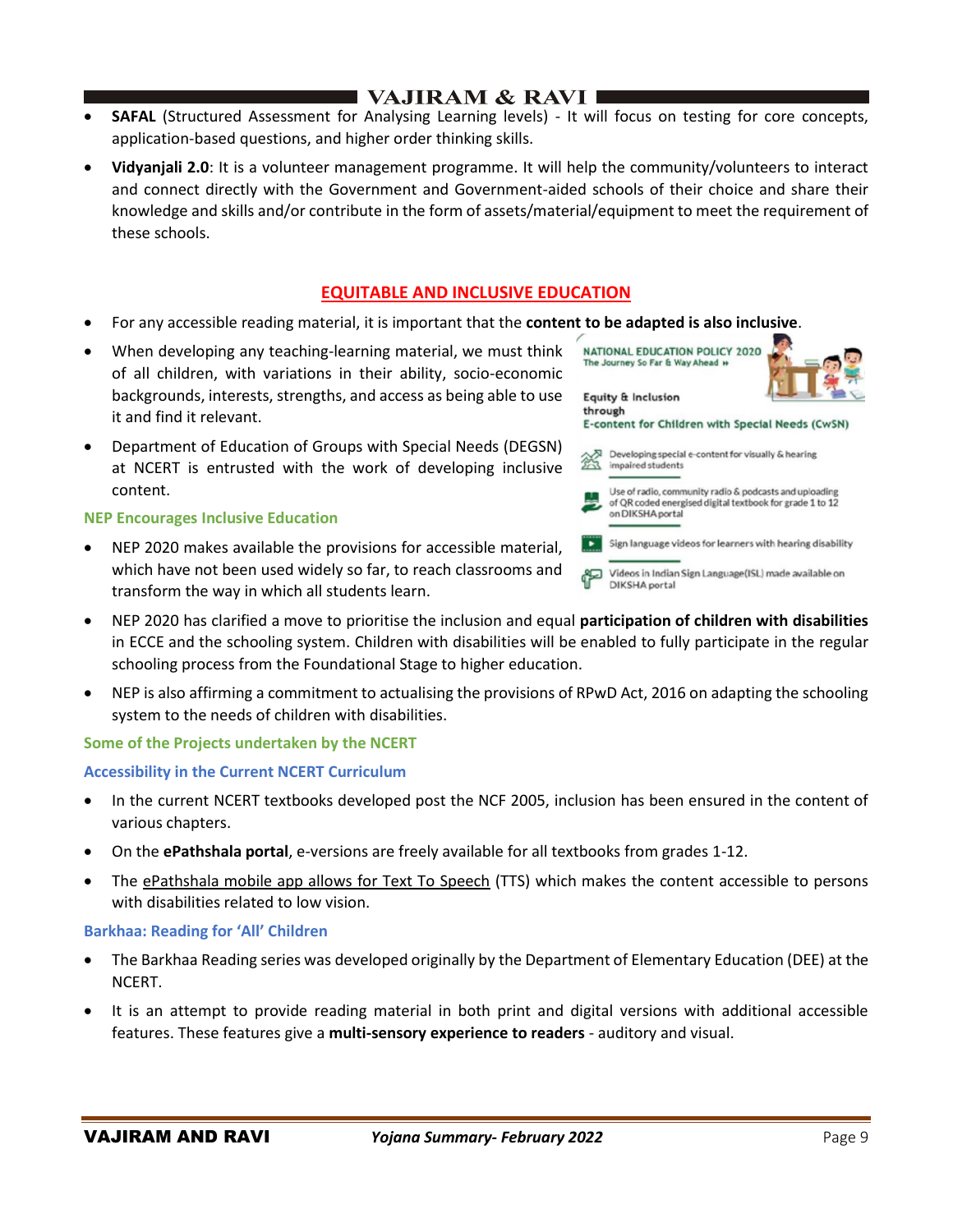- **SAFAL** (Structured Assessment for Analysing Learning levels) - It will focus on testing for core concepts, application-based questions, and higher order thinking skills.
- **Vidyanjali 2.0**: It is a volunteer management programme. It will help the community/volunteers to interact and connect directly with the Government and Government-aided schools of their choice and share their knowledge and skills and/or contribute in the form of assets/material/equipment to meet the requirement of these schools.

## EQUITABLE AND INCLUSIVE EDUCATION

- For any accessible reading material, it is important that the **content to be adapted is also inclusive**.
- When developing any teaching-learning material, we must think of all children, with variations in their ability, socio-economic backgrounds, interests, strengths, and access as being able to use it and find it relevant.
- Department of Education of Groups with Special Needs (DEGSN) at NCERT is entrusted with the work of developing inclusive content.

NATIONAL EDUCATION POLICY 2020
The Journey So Far & Way Ahead »

Equity & Inclusion through
E-content for Children with Special Needs (CwSN)

- Developing special e-content for visually & hearing impaired students
- Use of radio, community radio & podcasts and uploading of QR coded energised digital textbook for grade 1 to 12 on DIKSHA portal
- Sign language videos for learners with hearing disability
- Videos in Indian Sign Language(ISL) made available on DIKSHA portal

### NEP Encourages Inclusive Education

- NEP 2020 makes available the provisions for accessible material, which have not been used widely so far, to reach classrooms and transform the way in which all students learn.
- NEP 2020 has clarified a move to prioritise the inclusion and equal **participation of children with disabilities** in ECCE and the schooling system. Children with disabilities will be enabled to fully participate in the regular schooling process from the Foundational Stage to higher education.
- NEP is also affirming a commitment to actualising the provisions of RPwD Act, 2016 on adapting the schooling system to the needs of children with disabilities.

### Some of the Projects undertaken by the NCERT

#### Accessibility in the Current NCERT Curriculum

- In the current NCERT textbooks developed post the NCF 2005, inclusion has been ensured in the content of various chapters.
- On the **ePathshala portal**, e-versions are freely available for all textbooks from grades 1-12.
- The ePathshala mobile app allows for Text To Speech (TTS) which makes the content accessible to persons with disabilities related to low vision.

#### Barkhaa: Reading for 'All' Children

- The Barkhaa Reading series was developed originally by the Department of Elementary Education (DEE) at the NCERT.
- It is an attempt to provide reading material in both print and digital versions with additional accessible features. These features give a **multi-sensory experience to readers** - auditory and visual.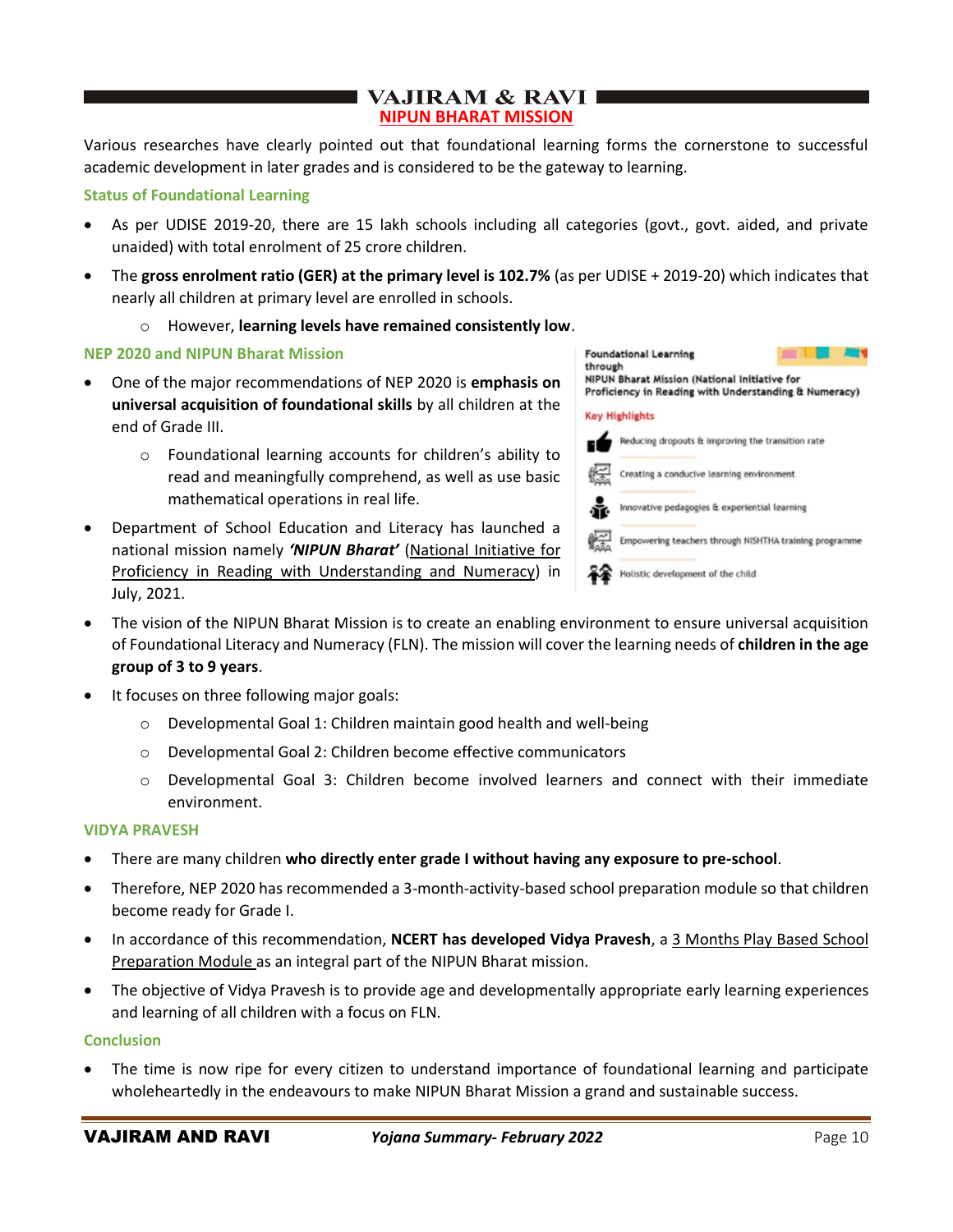## NIPUN BHARAT MISSION

Various researches have clearly pointed out that foundational learning forms the cornerstone to successful academic development in later grades and is considered to be the gateway to learning.

### Status of Foundational Learning

- As per UDISE 2019-20, there are 15 lakh schools including all categories (govt., govt. aided, and private unaided) with total enrolment of 25 crore children.
- The **gross enrolment ratio (GER) at the primary level is 102.7%** (as per UDISE + 2019-20) which indicates that nearly all children at primary level are enrolled in schools.
  - However, **learning levels have remained consistently low**.

### NEP 2020 and NIPUN Bharat Mission

- One of the major recommendations of NEP 2020 is **emphasis on universal acquisition of foundational skills** by all children at the end of Grade III.
  - Foundational learning accounts for children's ability to read and meaningfully comprehend, as well as use basic mathematical operations in real life.
- Department of School Education and Literacy has launched a national mission namely ***'NIPUN Bharat'*** (National Initiative for Proficiency in Reading with Understanding and Numeracy) in July, 2021.

**Foundational Learning through NIPUN Bharat Mission (National Initiative for Proficiency in Reading with Understanding & Numeracy)**

**Key Highlights**

- Reducing dropouts & improving the transition rate
- Creating a conducive learning environment
- Innovative pedagogies & experiential learning
- Empowering teachers through NISHTHA training programme
- Holistic development of the child

- The vision of the NIPUN Bharat Mission is to create an enabling environment to ensure universal acquisition of Foundational Literacy and Numeracy (FLN). The mission will cover the learning needs of **children in the age group of 3 to 9 years**.
- It focuses on three following major goals:
  - Developmental Goal 1: Children maintain good health and well-being
  - Developmental Goal 2: Children become effective communicators
  - Developmental Goal 3: Children become involved learners and connect with their immediate environment.

### VIDYA PRAVESH

- There are many children **who directly enter grade I without having any exposure to pre-school**.
- Therefore, NEP 2020 has recommended a 3-month-activity-based school preparation module so that children become ready for Grade I.
- In accordance of this recommendation, **NCERT has developed Vidya Pravesh**, a 3 Months Play Based School Preparation Module as an integral part of the NIPUN Bharat mission.
- The objective of Vidya Pravesh is to provide age and developmentally appropriate early learning experiences and learning of all children with a focus on FLN.

### Conclusion

- The time is now ripe for every citizen to understand importance of foundational learning and participate wholeheartedly in the endeavours to make NIPUN Bharat Mission a grand and sustainable success.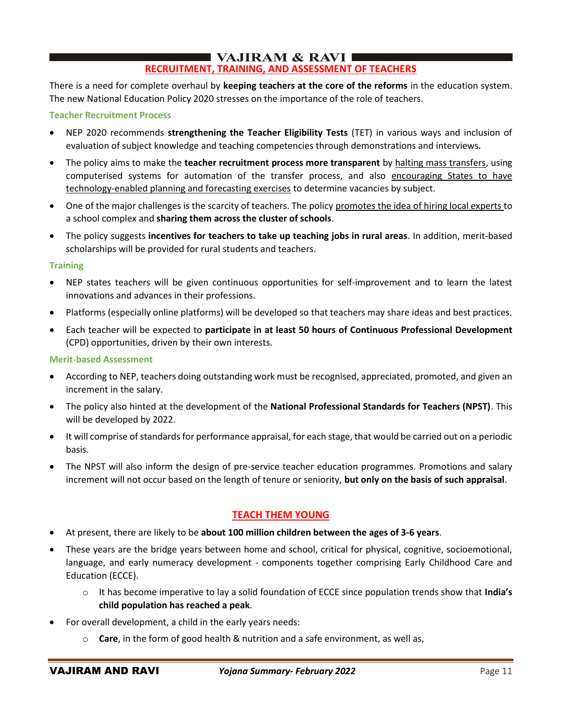## RECRUITMENT, TRAINING, AND ASSESSMENT OF TEACHERS

There is a need for complete overhaul by **keeping teachers at the core of the reforms** in the education system. The new National Education Policy 2020 stresses on the importance of the role of teachers.

### Teacher Recruitment Process

- NEP 2020 recommends **strengthening the Teacher Eligibility Tests** (TET) in various ways and inclusion of evaluation of subject knowledge and teaching competencies through demonstrations and interviews.
- The policy aims to make the **teacher recruitment process more transparent** by halting mass transfers, using computerised systems for automation of the transfer process, and also encouraging States to have technology-enabled planning and forecasting exercises to determine vacancies by subject.
- One of the major challenges is the scarcity of teachers. The policy promotes the idea of hiring local experts to a school complex and **sharing them across the cluster of schools**.
- The policy suggests **incentives for teachers to take up teaching jobs in rural areas**. In addition, merit-based scholarships will be provided for rural students and teachers.

### Training

- NEP states teachers will be given continuous opportunities for self-improvement and to learn the latest innovations and advances in their professions.
- Platforms (especially online platforms) will be developed so that teachers may share ideas and best practices.
- Each teacher will be expected to **participate in at least 50 hours of Continuous Professional Development** (CPD) opportunities, driven by their own interests.

### Merit-based Assessment

- According to NEP, teachers doing outstanding work must be recognised, appreciated, promoted, and given an increment in the salary.
- The policy also hinted at the development of the **National Professional Standards for Teachers (NPST)**. This will be developed by 2022.
- It will comprise of standards for performance appraisal, for each stage, that would be carried out on a periodic basis.
- The NPST will also inform the design of pre-service teacher education programmes. Promotions and salary increment will not occur based on the length of tenure or seniority, **but only on the basis of such appraisal**.

## TEACH THEM YOUNG

- At present, there are likely to be **about 100 million children between the ages of 3-6 years**.
- These years are the bridge years between home and school, critical for physical, cognitive, socioemotional, language, and early numeracy development - components together comprising Early Childhood Care and Education (ECCE).
  - It has become imperative to lay a solid foundation of ECCE since population trends show that **India's child population has reached a peak**.
- For overall development, a child in the early years needs:
  - **Care**, in the form of good health & nutrition and a safe environment, as well as,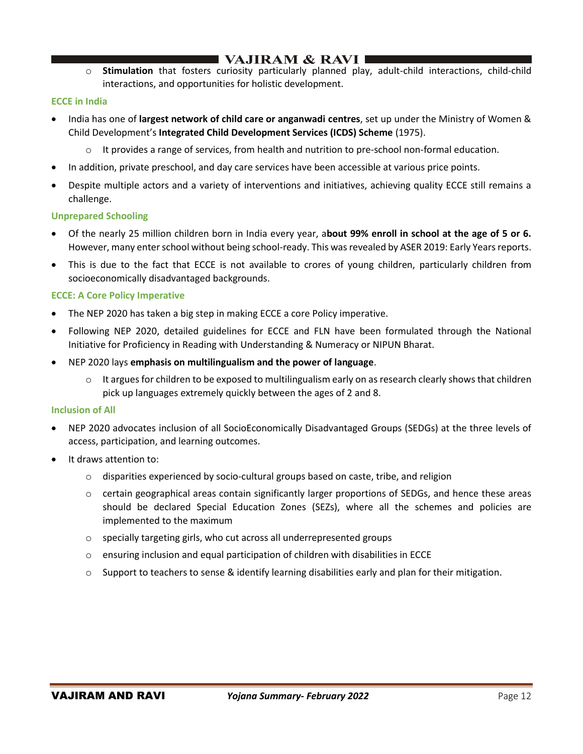- **Stimulation** that fosters curiosity particularly planned play, adult-child interactions, child-child interactions, and opportunities for holistic development.

### ECCE in India

- India has one of **largest network of child care or anganwadi centres**, set up under the Ministry of Women & Child Development's **Integrated Child Development Services (ICDS) Scheme** (1975).
  - It provides a range of services, from health and nutrition to pre-school non-formal education.
- In addition, private preschool, and day care services have been accessible at various price points.
- Despite multiple actors and a variety of interventions and initiatives, achieving quality ECCE still remains a challenge.

### Unprepared Schooling

- Of the nearly 25 million children born in India every year, a**bout 99% enroll in school at the age of 5 or 6.** However, many enter school without being school-ready. This was revealed by ASER 2019: Early Years reports.
- This is due to the fact that ECCE is not available to crores of young children, particularly children from socioeconomically disadvantaged backgrounds.

### ECCE: A Core Policy Imperative

- The NEP 2020 has taken a big step in making ECCE a core Policy imperative.
- Following NEP 2020, detailed guidelines for ECCE and FLN have been formulated through the National Initiative for Proficiency in Reading with Understanding & Numeracy or NIPUN Bharat.
- NEP 2020 lays **emphasis on multilingualism and the power of language**.
  - It argues for children to be exposed to multilingualism early on as research clearly shows that children pick up languages extremely quickly between the ages of 2 and 8.

### Inclusion of All

- NEP 2020 advocates inclusion of all SocioEconomically Disadvantaged Groups (SEDGs) at the three levels of access, participation, and learning outcomes.
- It draws attention to:
  - disparities experienced by socio-cultural groups based on caste, tribe, and religion
  - certain geographical areas contain significantly larger proportions of SEDGs, and hence these areas should be declared Special Education Zones (SEZs), where all the schemes and policies are implemented to the maximum
  - specially targeting girls, who cut across all underrepresented groups
  - ensuring inclusion and equal participation of children with disabilities in ECCE
  - Support to teachers to sense & identify learning disabilities early and plan for their mitigation.